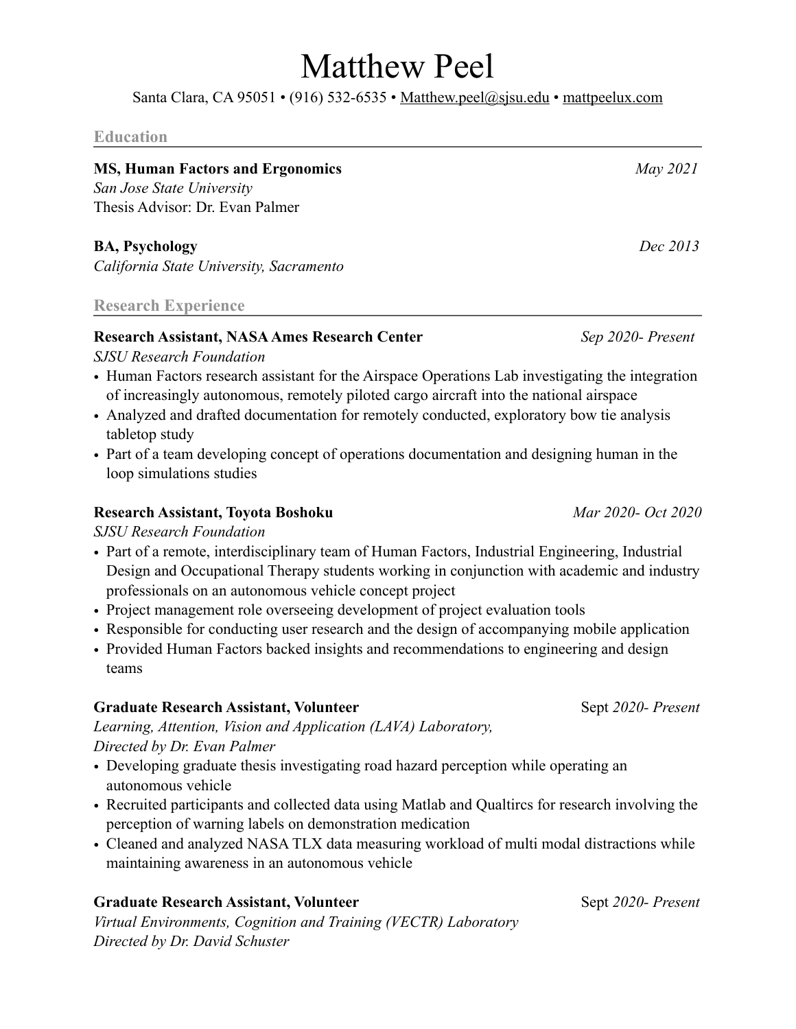# Matthew Peel

Santa Clara, CA 95051 • (916) 532-6535 • [Matthew.peel@sjsu.edu](mailto:Matthew.peel@sjsu.edu) • [mattpeelux.com](http://mattpeelux.com)

## Education

**MS, Human Factors and Ergonomics** *May 2021*
*San Jose State University*
Thesis Advisor: Dr. Evan Palmer

**BA, Psychology** *Dec 2013*
*California State University, Sacramento*

## Research Experience

**Research Assistant, NASA Ames Research Center** *Sep 2020- Present*
*SJSU Research Foundation*

- Human Factors research assistant for the Airspace Operations Lab investigating the integration of increasingly autonomous, remotely piloted cargo aircraft into the national airspace
- Analyzed and drafted documentation for remotely conducted, exploratory bow tie analysis tabletop study
- Part of a team developing concept of operations documentation and designing human in the loop simulations studies

**Research Assistant, Toyota Boshoku** *Mar 2020- Oct 2020*
*SJSU Research Foundation*

- Part of a remote, interdisciplinary team of Human Factors, Industrial Engineering, Industrial Design and Occupational Therapy students working in conjunction with academic and industry professionals on an autonomous vehicle concept project
- Project management role overseeing development of project evaluation tools
- Responsible for conducting user research and the design of accompanying mobile application
- Provided Human Factors backed insights and recommendations to engineering and design teams

**Graduate Research Assistant, Volunteer** Sept *2020- Present*
*Learning, Attention, Vision and Application (LAVA) Laboratory,*
*Directed by Dr. Evan Palmer*

- Developing graduate thesis investigating road hazard perception while operating an autonomous vehicle
- Recruited participants and collected data using Matlab and Qualtircs for research involving the perception of warning labels on demonstration medication
- Cleaned and analyzed NASA TLX data measuring workload of multi modal distractions while maintaining awareness in an autonomous vehicle

**Graduate Research Assistant, Volunteer** Sept *2020- Present*
*Virtual Environments, Cognition and Training (VECTR) Laboratory*
*Directed by Dr. David Schuster*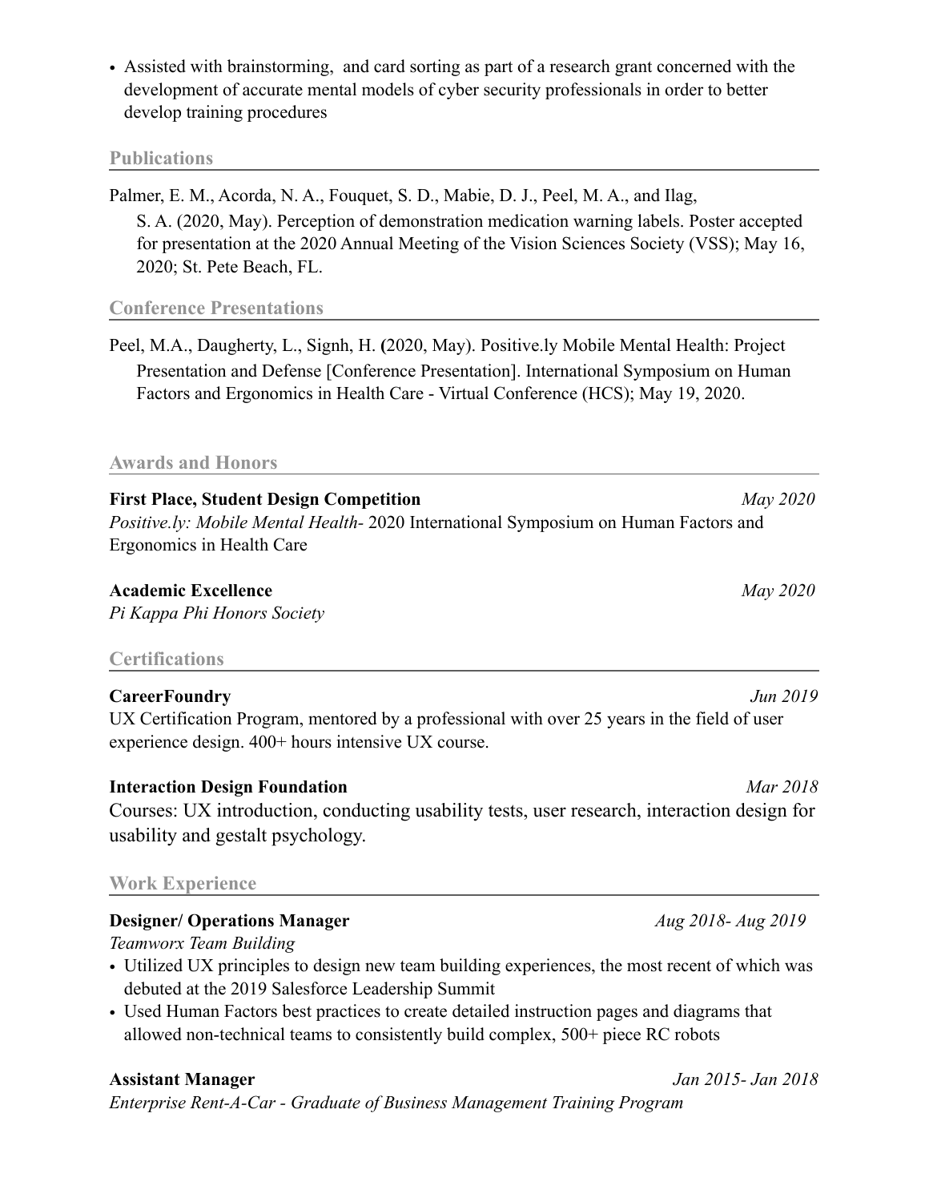- Assisted with brainstorming, and card sorting as part of a research grant concerned with the development of accurate mental models of cyber security professionals in order to better develop training procedures

## Publications

Palmer, E. M., Acorda, N. A., Fouquet, S. D., Mabie, D. J., Peel, M. A., and Ilag, S. A. (2020, May). Perception of demonstration medication warning labels. Poster accepted for presentation at the 2020 Annual Meeting of the Vision Sciences Society (VSS); May 16, 2020; St. Pete Beach, FL.

## Conference Presentations

Peel, M.A., Daugherty, L., Signh, H. **(**2020, May). Positive.ly Mobile Mental Health: Project Presentation and Defense [Conference Presentation]. International Symposium on Human Factors and Ergonomics in Health Care - Virtual Conference (HCS); May 19, 2020.

## Awards and Honors

**First Place, Student Design Competition** *May 2020*
*Positive.ly: Mobile Mental Health*- 2020 International Symposium on Human Factors and Ergonomics in Health Care

**Academic Excellence** *May 2020*
*Pi Kappa Phi Honors Society*

## Certifications

**CareerFoundry** *Jun 2019*
UX Certification Program, mentored by a professional with over 25 years in the field of user experience design. 400+ hours intensive UX course.

**Interaction Design Foundation** *Mar 2018*
Courses: UX introduction, conducting usability tests, user research, interaction design for usability and gestalt psychology.

## Work Experience

**Designer/ Operations Manager** *Aug 2018- Aug 2019*
*Teamworx Team Building*

- Utilized UX principles to design new team building experiences, the most recent of which was debuted at the 2019 Salesforce Leadership Summit
- Used Human Factors best practices to create detailed instruction pages and diagrams that allowed non-technical teams to consistently build complex, 500+ piece RC robots

**Assistant Manager** *Jan 2015- Jan 2018*
*Enterprise Rent-A-Car - Graduate of Business Management Training Program*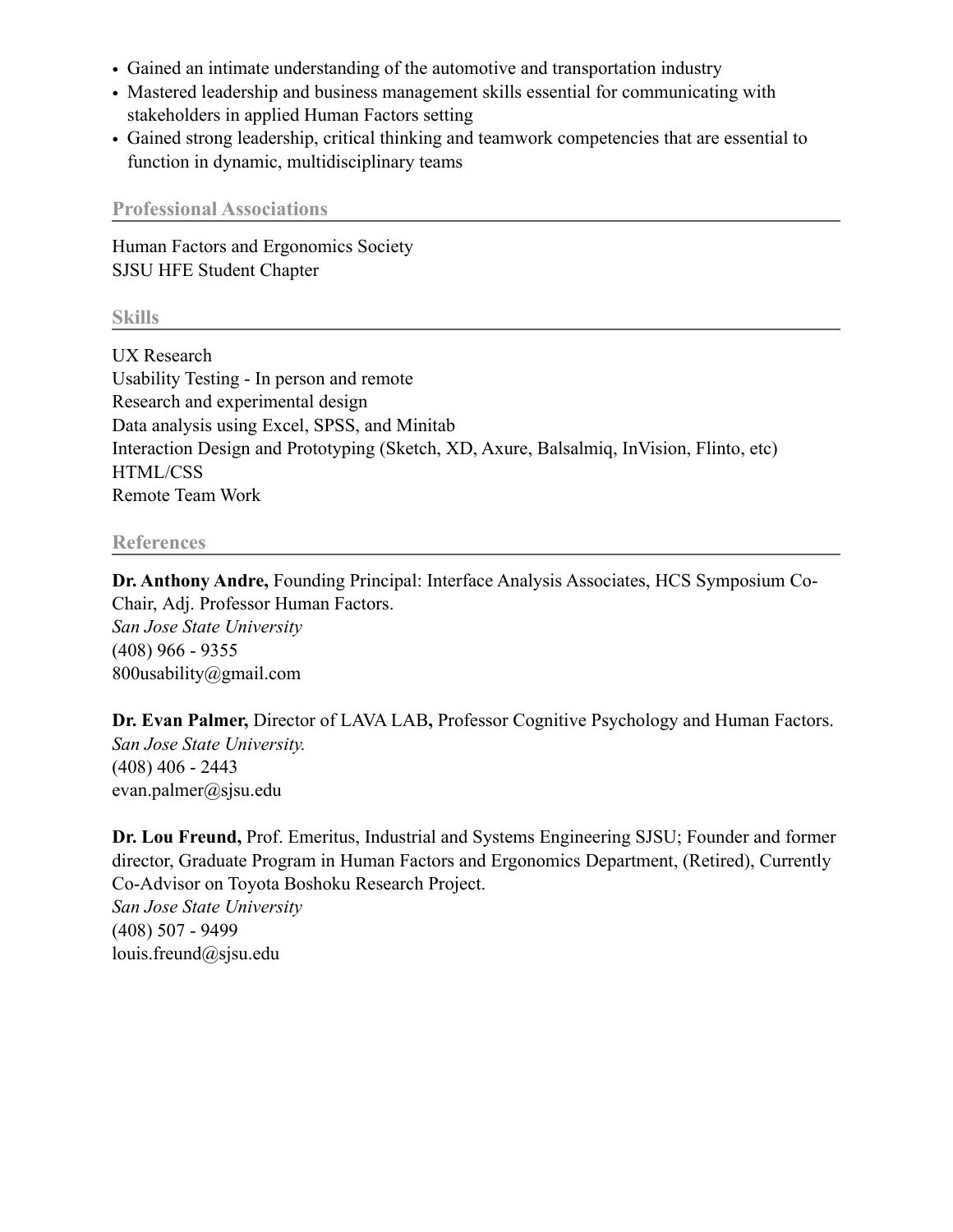- Gained an intimate understanding of the automotive and transportation industry
- Mastered leadership and business management skills essential for communicating with stakeholders in applied Human Factors setting
- Gained strong leadership, critical thinking and teamwork competencies that are essential to function in dynamic, multidisciplinary teams

## Professional Associations

Human Factors and Ergonomics Society
SJSU HFE Student Chapter

## Skills

UX Research
Usability Testing - In person and remote
Research and experimental design
Data analysis using Excel, SPSS, and Minitab
Interaction Design and Prototyping (Sketch, XD, Axure, Balsalmiq, InVision, Flinto, etc)
HTML/CSS
Remote Team Work

## References

**Dr. Anthony Andre,** Founding Principal: Interface Analysis Associates, HCS Symposium Co-Chair, Adj. Professor Human Factors.
*San Jose State University*
(408) 966 - 9355
800usability@gmail.com

**Dr. Evan Palmer,** Director of LAVA LAB**,** Professor Cognitive Psychology and Human Factors.
*San Jose State University.*
(408) 406 - 2443
evan.palmer@sjsu.edu

**Dr. Lou Freund,** Prof. Emeritus, Industrial and Systems Engineering SJSU; Founder and former director, Graduate Program in Human Factors and Ergonomics Department, (Retired), Currently Co-Advisor on Toyota Boshoku Research Project.
*San Jose State University*
(408) 507 - 9499
louis.freund@sjsu.edu